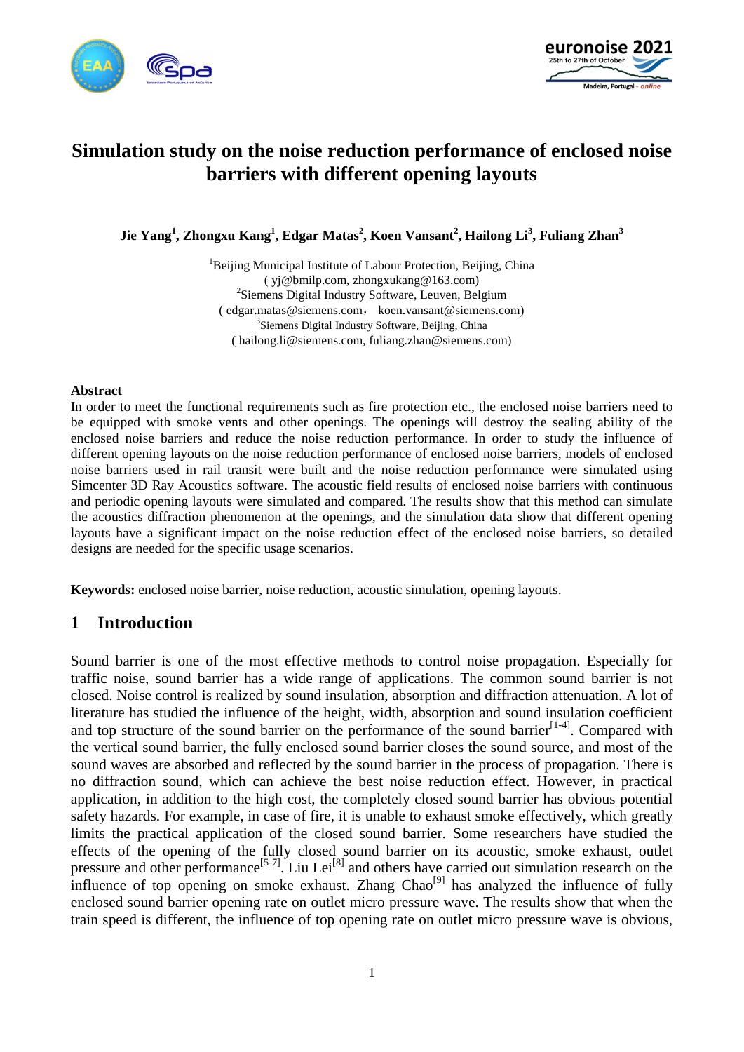# Simulation study on the noise reduction performance of enclosed noise barriers with different opening layouts

**Jie Yang[1], Zhongxu Kang[1], Edgar Matas[2], Koen Vansant[2], Hailong Li[3], Fuliang Zhan[3]**

[1]Beijing Municipal Institute of Labour Protection, Beijing, China
( yj@bmilp.com, zhongxukang@163.com)
[2]Siemens Digital Industry Software, Leuven, Belgium
( edgar.matas@siemens.com， koen.vansant@siemens.com)
[3]Siemens Digital Industry Software, Beijing, China
( hailong.li@siemens.com, fuliang.zhan@siemens.com)

**Abstract**

In order to meet the functional requirements such as fire protection etc., the enclosed noise barriers need to be equipped with smoke vents and other openings. The openings will destroy the sealing ability of the enclosed noise barriers and reduce the noise reduction performance. In order to study the influence of different opening layouts on the noise reduction performance of enclosed noise barriers, models of enclosed noise barriers used in rail transit were built and the noise reduction performance were simulated using Simcenter 3D Ray Acoustics software. The acoustic field results of enclosed noise barriers with continuous and periodic opening layouts were simulated and compared. The results show that this method can simulate the acoustics diffraction phenomenon at the openings, and the simulation data show that different opening layouts have a significant impact on the noise reduction effect of the enclosed noise barriers, so detailed designs are needed for the specific usage scenarios.

**Keywords:** enclosed noise barrier, noise reduction, acoustic simulation, opening layouts.

## 1 Introduction

Sound barrier is one of the most effective methods to control noise propagation. Especially for traffic noise, sound barrier has a wide range of applications. The common sound barrier is not closed. Noise control is realized by sound insulation, absorption and diffraction attenuation. A lot of literature has studied the influence of the height, width, absorption and sound insulation coefficient and top structure of the sound barrier on the performance of the sound barrier[1-4]. Compared with the vertical sound barrier, the fully enclosed sound barrier closes the sound source, and most of the sound waves are absorbed and reflected by the sound barrier in the process of propagation. There is no diffraction sound, which can achieve the best noise reduction effect. However, in practical application, in addition to the high cost, the completely closed sound barrier has obvious potential safety hazards. For example, in case of fire, it is unable to exhaust smoke effectively, which greatly limits the practical application of the closed sound barrier. Some researchers have studied the effects of the opening of the fully closed sound barrier on its acoustic, smoke exhaust, outlet pressure and other performance[5-7]. Liu Lei[8] and others have carried out simulation research on the influence of top opening on smoke exhaust. Zhang Chao[9] has analyzed the influence of fully enclosed sound barrier opening rate on outlet micro pressure wave. The results show that when the train speed is different, the influence of top opening rate on outlet micro pressure wave is obvious,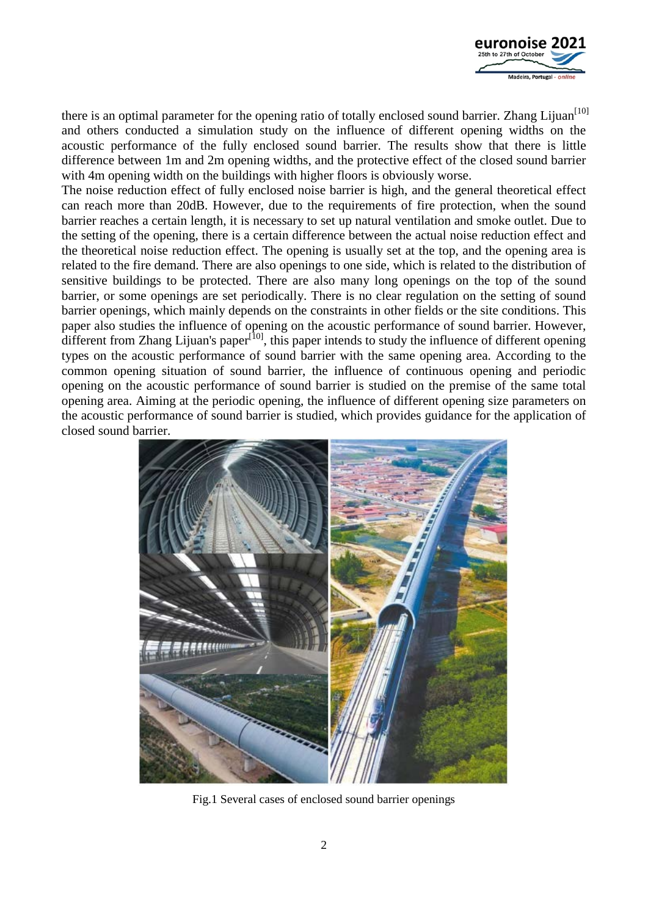there is an optimal parameter for the opening ratio of totally enclosed sound barrier. Zhang Lijuan[10] and others conducted a simulation study on the influence of different opening widths on the acoustic performance of the fully enclosed sound barrier. The results show that there is little difference between 1m and 2m opening widths, and the protective effect of the closed sound barrier with 4m opening width on the buildings with higher floors is obviously worse.

The noise reduction effect of fully enclosed noise barrier is high, and the general theoretical effect can reach more than 20dB. However, due to the requirements of fire protection, when the sound barrier reaches a certain length, it is necessary to set up natural ventilation and smoke outlet. Due to the setting of the opening, there is a certain difference between the actual noise reduction effect and the theoretical noise reduction effect. The opening is usually set at the top, and the opening area is related to the fire demand. There are also openings to one side, which is related to the distribution of sensitive buildings to be protected. There are also many long openings on the top of the sound barrier, or some openings are set periodically. There is no clear regulation on the setting of sound barrier openings, which mainly depends on the constraints in other fields or the site conditions. This paper also studies the influence of opening on the acoustic performance of sound barrier. However, different from Zhang Lijuan's paper[10], this paper intends to study the influence of different opening types on the acoustic performance of sound barrier with the same opening area. According to the common opening situation of sound barrier, the influence of continuous opening and periodic opening on the acoustic performance of sound barrier is studied on the premise of the same total opening area. Aiming at the periodic opening, the influence of different opening size parameters on the acoustic performance of sound barrier is studied, which provides guidance for the application of closed sound barrier.

Fig.1 Several cases of enclosed sound barrier openings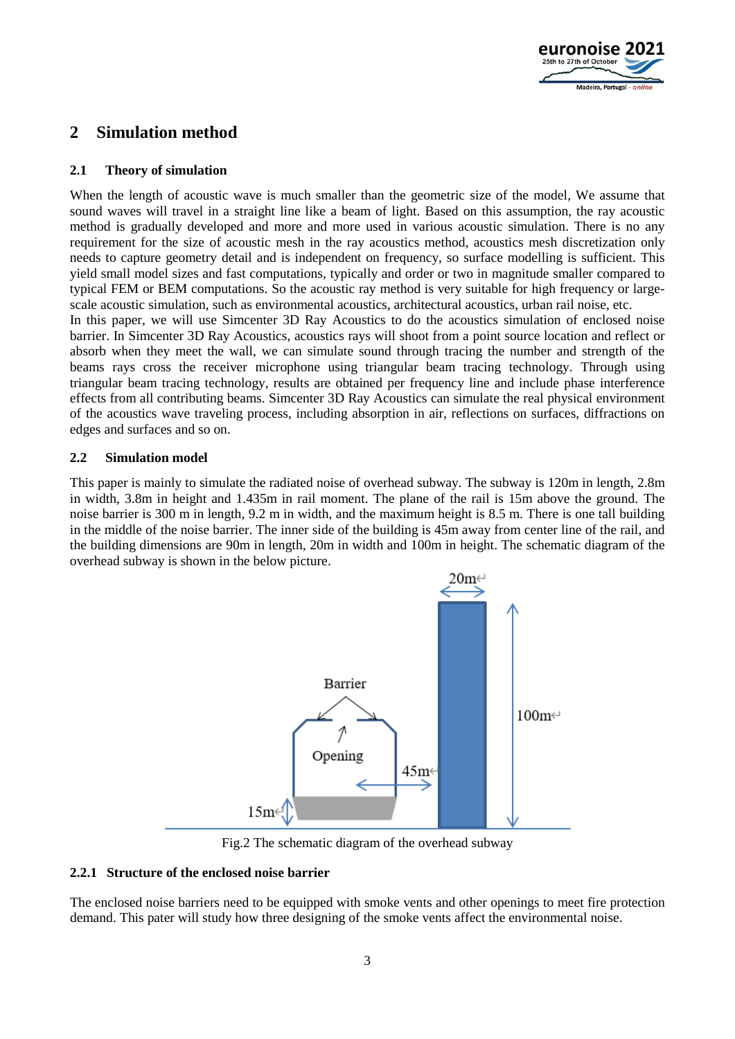## 2 Simulation method

### 2.1 Theory of simulation

When the length of acoustic wave is much smaller than the geometric size of the model, We assume that sound waves will travel in a straight line like a beam of light. Based on this assumption, the ray acoustic method is gradually developed and more and more used in various acoustic simulation. There is no any requirement for the size of acoustic mesh in the ray acoustics method, acoustics mesh discretization only needs to capture geometry detail and is independent on frequency, so surface modelling is sufficient. This yield small model sizes and fast computations, typically and order or two in magnitude smaller compared to typical FEM or BEM computations. So the acoustic ray method is very suitable for high frequency or large-scale acoustic simulation, such as environmental acoustics, architectural acoustics, urban rail noise, etc.

In this paper, we will use Simcenter 3D Ray Acoustics to do the acoustics simulation of enclosed noise barrier. In Simcenter 3D Ray Acoustics, acoustics rays will shoot from a point source location and reflect or absorb when they meet the wall, we can simulate sound through tracing the number and strength of the beams rays cross the receiver microphone using triangular beam tracing technology. Through using triangular beam tracing technology, results are obtained per frequency line and include phase interference effects from all contributing beams. Simcenter 3D Ray Acoustics can simulate the real physical environment of the acoustics wave traveling process, including absorption in air, reflections on surfaces, diffractions on edges and surfaces and so on.

### 2.2 Simulation model

This paper is mainly to simulate the radiated noise of overhead subway. The subway is 120m in length, 2.8m in width, 3.8m in height and 1.435m in rail moment. The plane of the rail is 15m above the ground. The noise barrier is 300 m in length, 9.2 m in width, and the maximum height is 8.5 m. There is one tall building in the middle of the noise barrier. The inner side of the building is 45m away from center line of the rail, and the building dimensions are 90m in length, 20m in width and 100m in height. The schematic diagram of the overhead subway is shown in the below picture.

Fig.2 The schematic diagram of the overhead subway

#### 2.2.1 Structure of the enclosed noise barrier

The enclosed noise barriers need to be equipped with smoke vents and other openings to meet fire protection demand. This pater will study how three designing of the smoke vents affect the environmental noise.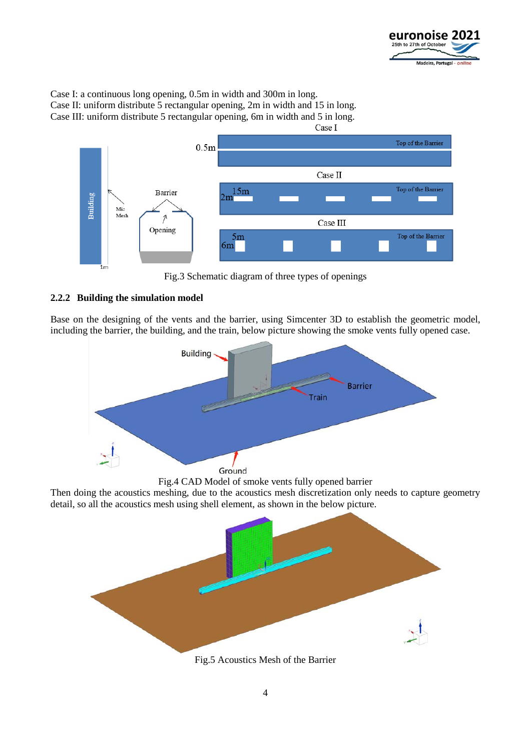Case I: a continuous long opening, 0.5m in width and 300m in long.
Case II: uniform distribute 5 rectangular opening, 2m in width and 15 in long.
Case III: uniform distribute 5 rectangular opening, 6m in width and 5 in long.

Fig.3 Schematic diagram of three types of openings

### 2.2.2 Building the simulation model

Base on the designing of the vents and the barrier, using Simcenter 3D to establish the geometric model, including the barrier, the building, and the train, below picture showing the smoke vents fully opened case.

Fig.4 CAD Model of smoke vents fully opened barrier

Then doing the acoustics meshing, due to the acoustics mesh discretization only needs to capture geometry detail, so all the acoustics mesh using shell element, as shown in the below picture.

Fig.5 Acoustics Mesh of the Barrier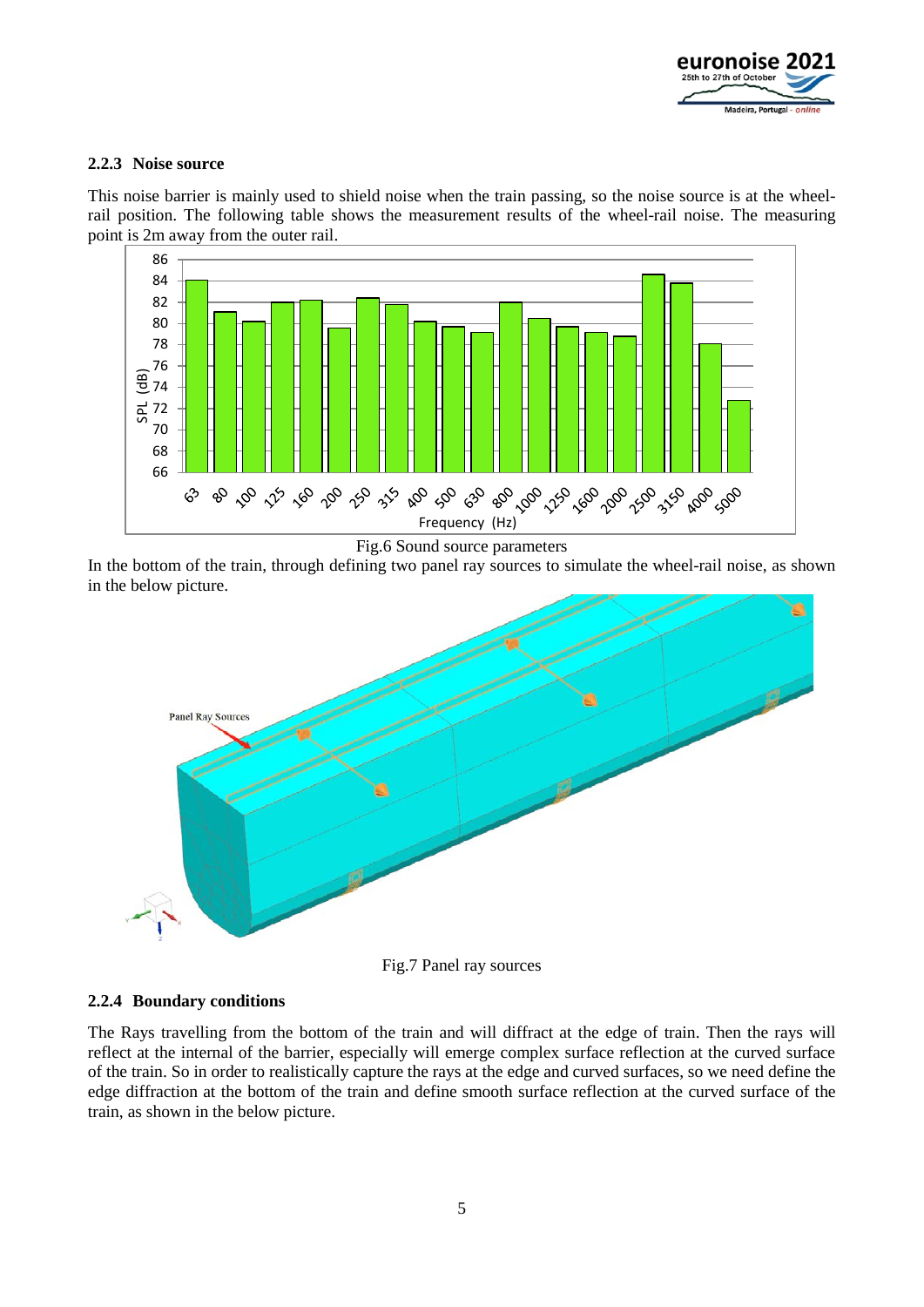### 2.2.3 Noise source

This noise barrier is mainly used to shield noise when the train passing, so the noise source is at the wheel-rail position. The following table shows the measurement results of the wheel-rail noise. The measuring point is 2m away from the outer rail.

Fig.6 Sound source parameters

In the bottom of the train, through defining two panel ray sources to simulate the wheel-rail noise, as shown in the below picture.

Fig.7 Panel ray sources

### 2.2.4 Boundary conditions

The Rays travelling from the bottom of the train and will diffract at the edge of train. Then the rays will reflect at the internal of the barrier, especially will emerge complex surface reflection at the curved surface of the train. So in order to realistically capture the rays at the edge and curved surfaces, so we need define the edge diffraction at the bottom of the train and define smooth surface reflection at the curved surface of the train, as shown in the below picture.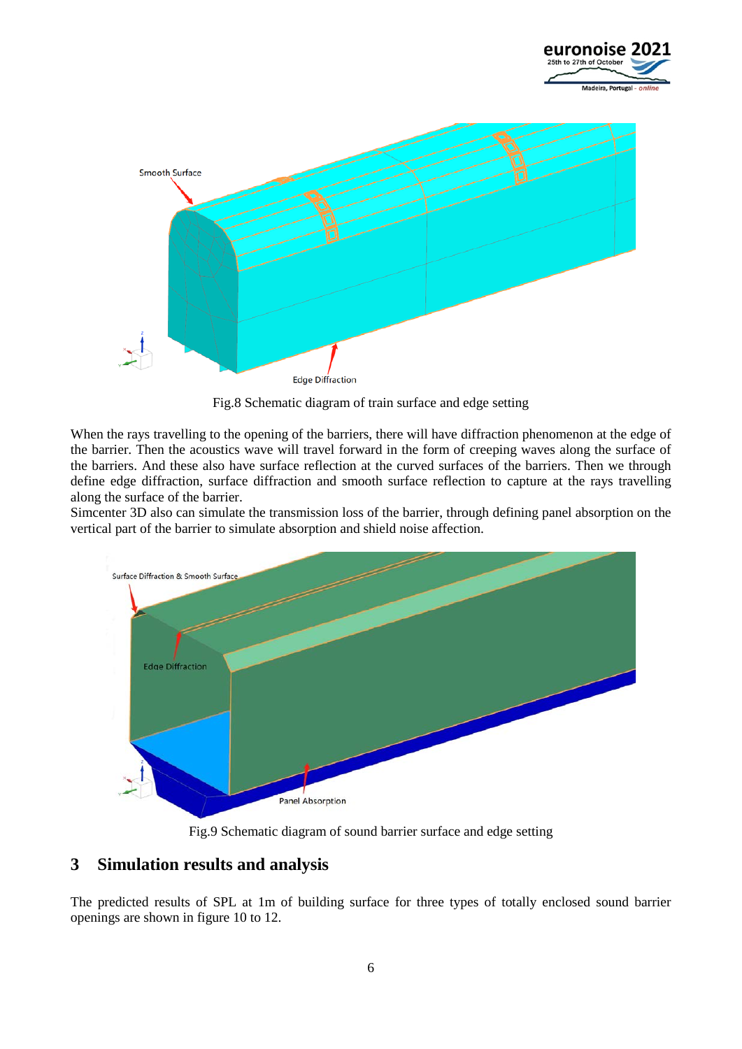Fig.8 Schematic diagram of train surface and edge setting

When the rays travelling to the opening of the barriers, there will have diffraction phenomenon at the edge of the barrier. Then the acoustics wave will travel forward in the form of creeping waves along the surface of the barriers. And these also have surface reflection at the curved surfaces of the barriers. Then we through define edge diffraction, surface diffraction and smooth surface reflection to capture at the rays travelling along the surface of the barrier.
Simcenter 3D also can simulate the transmission loss of the barrier, through defining panel absorption on the vertical part of the barrier to simulate absorption and shield noise affection.

Fig.9 Schematic diagram of sound barrier surface and edge setting

## 3 Simulation results and analysis

The predicted results of SPL at 1m of building surface for three types of totally enclosed sound barrier openings are shown in figure 10 to 12.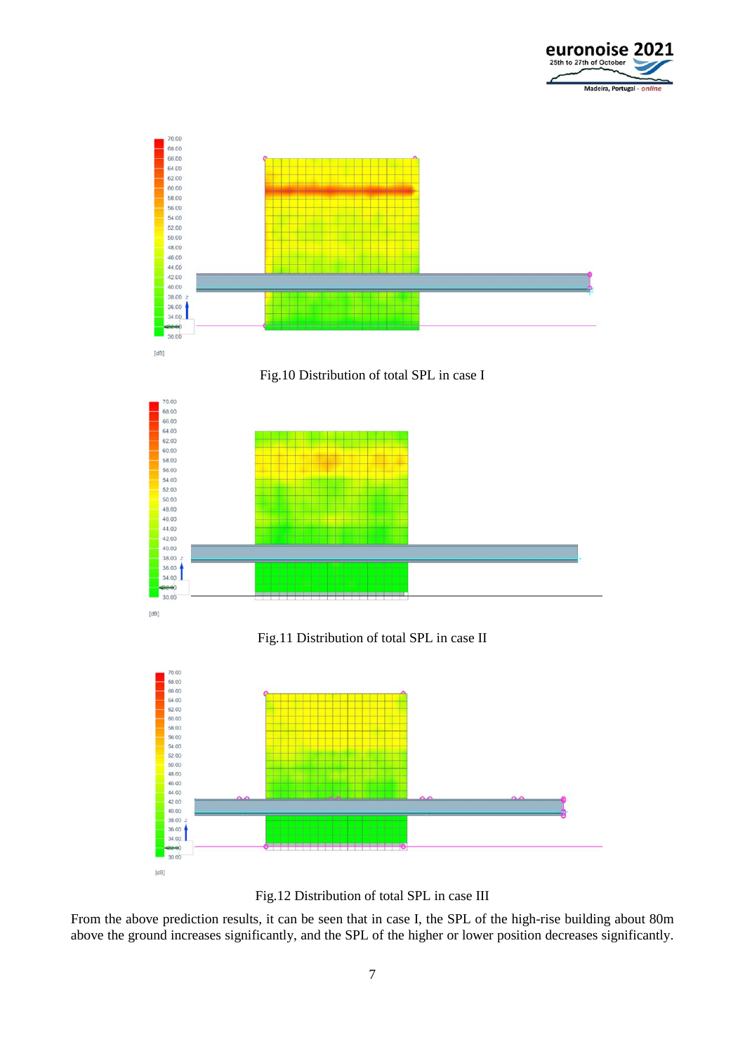Fig.10 Distribution of total SPL in case I

Fig.11 Distribution of total SPL in case II

Fig.12 Distribution of total SPL in case III

From the above prediction results, it can be seen that in case I, the SPL of the high-rise building about 80m above the ground increases significantly, and the SPL of the higher or lower position decreases significantly.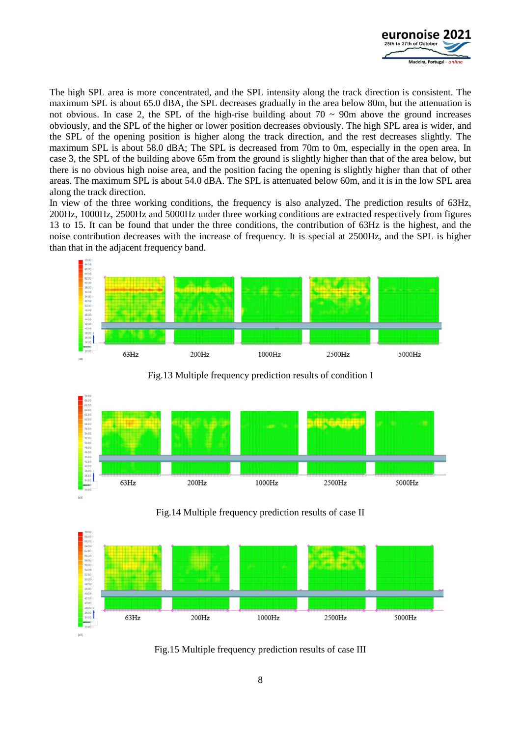The high SPL area is more concentrated, and the SPL intensity along the track direction is consistent. The maximum SPL is about 65.0 dBA, the SPL decreases gradually in the area below 80m, but the attenuation is not obvious. In case 2, the SPL of the high-rise building about 70 ~ 90m above the ground increases obviously, and the SPL of the higher or lower position decreases obviously. The high SPL area is wider, and the SPL of the opening position is higher along the track direction, and the rest decreases slightly. The maximum SPL is about 58.0 dBA; The SPL is decreased from 70m to 0m, especially in the open area. In case 3, the SPL of the building above 65m from the ground is slightly higher than that of the area below, but there is no obvious high noise area, and the position facing the opening is slightly higher than that of other areas. The maximum SPL is about 54.0 dBA. The SPL is attenuated below 60m, and it is in the low SPL area along the track direction.

In view of the three working conditions, the frequency is also analyzed. The prediction results of 63Hz, 200Hz, 1000Hz, 2500Hz and 5000Hz under three working conditions are extracted respectively from figures 13 to 15. It can be found that under the three conditions, the contribution of 63Hz is the highest, and the noise contribution decreases with the increase of frequency. It is special at 2500Hz, and the SPL is higher than that in the adjacent frequency band.

Fig.13 Multiple frequency prediction results of condition I

Fig.14 Multiple frequency prediction results of case II

Fig.15 Multiple frequency prediction results of case III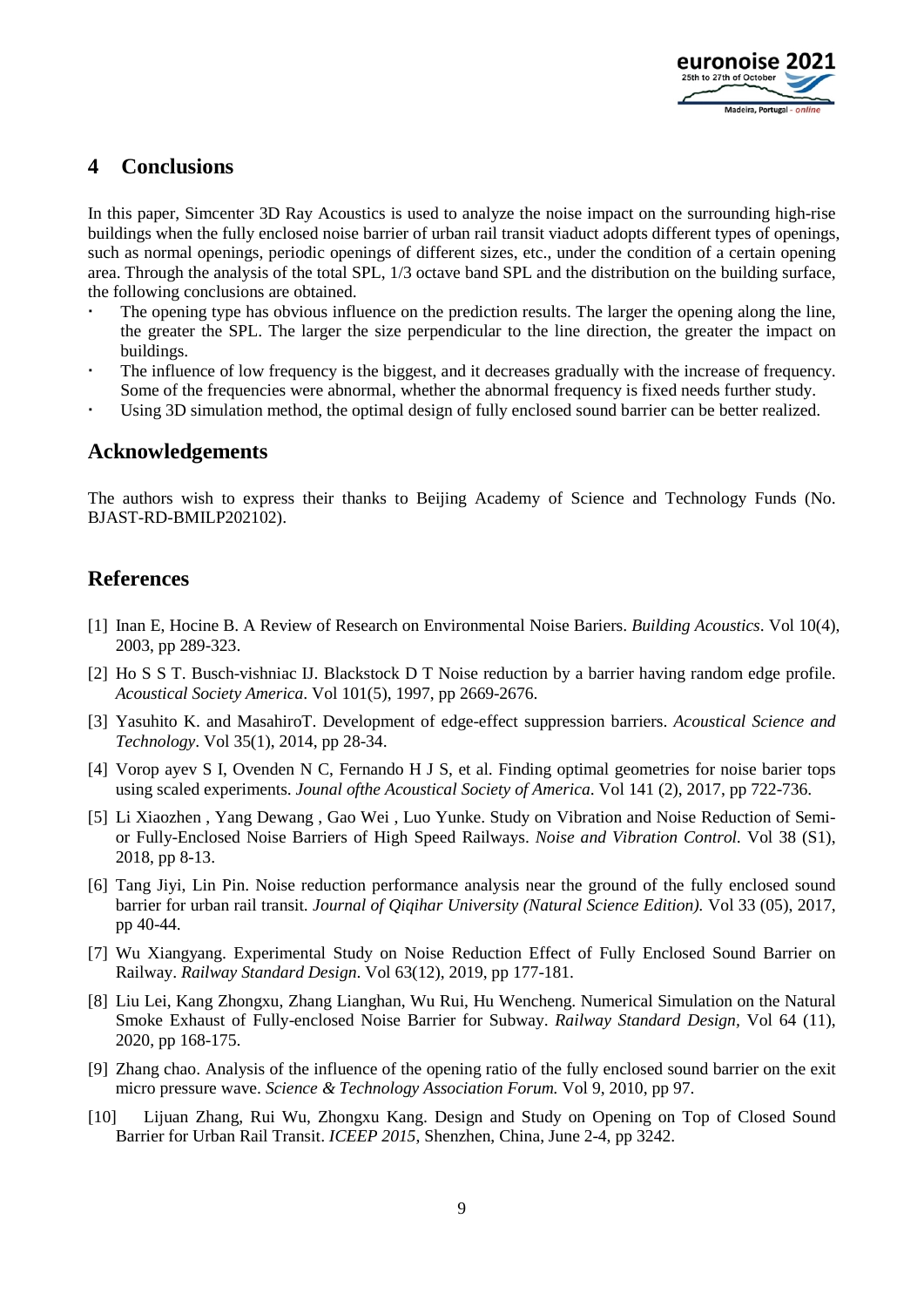## 4 Conclusions

In this paper, Simcenter 3D Ray Acoustics is used to analyze the noise impact on the surrounding high-rise buildings when the fully enclosed noise barrier of urban rail transit viaduct adopts different types of openings, such as normal openings, periodic openings of different sizes, etc., under the condition of a certain opening area. Through the analysis of the total SPL, 1/3 octave band SPL and the distribution on the building surface, the following conclusions are obtained.

- The opening type has obvious influence on the prediction results. The larger the opening along the line, the greater the SPL. The larger the size perpendicular to the line direction, the greater the impact on buildings.
- The influence of low frequency is the biggest, and it decreases gradually with the increase of frequency. Some of the frequencies were abnormal, whether the abnormal frequency is fixed needs further study.
- Using 3D simulation method, the optimal design of fully enclosed sound barrier can be better realized.

## Acknowledgements

The authors wish to express their thanks to Beijing Academy of Science and Technology Funds (No. BJAST-RD-BMILP202102).

## References

[1] Inan E, Hocine B. A Review of Research on Environmental Noise Bariers. *Building Acoustics*. Vol 10(4), 2003, pp 289-323.

[2] Ho S S T. Busch-vishniac IJ. Blackstock D T Noise reduction by a barrier having random edge profile. *Acoustical Society America*. Vol 101(5), 1997, pp 2669-2676.

[3] Yasuhito K. and MasahiroT. Development of edge-effect suppression barriers. *Acoustical Science and Technology*. Vol 35(1), 2014, pp 28-34.

[4] Vorop ayev S I, Ovenden N C, Fernando H J S, et al. Finding optimal geometries for noise barier tops using scaled experiments. *Jounal ofthe Acoustical Society of America*. Vol 141 (2), 2017, pp 722-736.

[5] Li Xiaozhen , Yang Dewang , Gao Wei , Luo Yunke. Study on Vibration and Noise Reduction of Semi- or Fully-Enclosed Noise Barriers of High Speed Railways. *Noise and Vibration Control.* Vol 38 (S1), 2018, pp 8-13.

[6] Tang Jiyi, Lin Pin. Noise reduction performance analysis near the ground of the fully enclosed sound barrier for urban rail transit. *Journal of Qiqihar University (Natural Science Edition).* Vol 33 (05), 2017, pp 40-44.

[7] Wu Xiangyang. Experimental Study on Noise Reduction Effect of Fully Enclosed Sound Barrier on Railway. *Railway Standard Design*. Vol 63(12), 2019, pp 177-181.

[8] Liu Lei, Kang Zhongxu, Zhang Lianghan, Wu Rui, Hu Wencheng. Numerical Simulation on the Natural Smoke Exhaust of Fully-enclosed Noise Barrier for Subway. *Railway Standard Design*, Vol 64 (11), 2020, pp 168-175.

[9] Zhang chao. Analysis of the influence of the opening ratio of the fully enclosed sound barrier on the exit micro pressure wave. *Science & Technology Association Forum.* Vol 9, 2010, pp 97.

[10] Lijuan Zhang, Rui Wu, Zhongxu Kang. Design and Study on Opening on Top of Closed Sound Barrier for Urban Rail Transit. *ICEEP 2015*, Shenzhen, China, June 2-4, pp 3242.